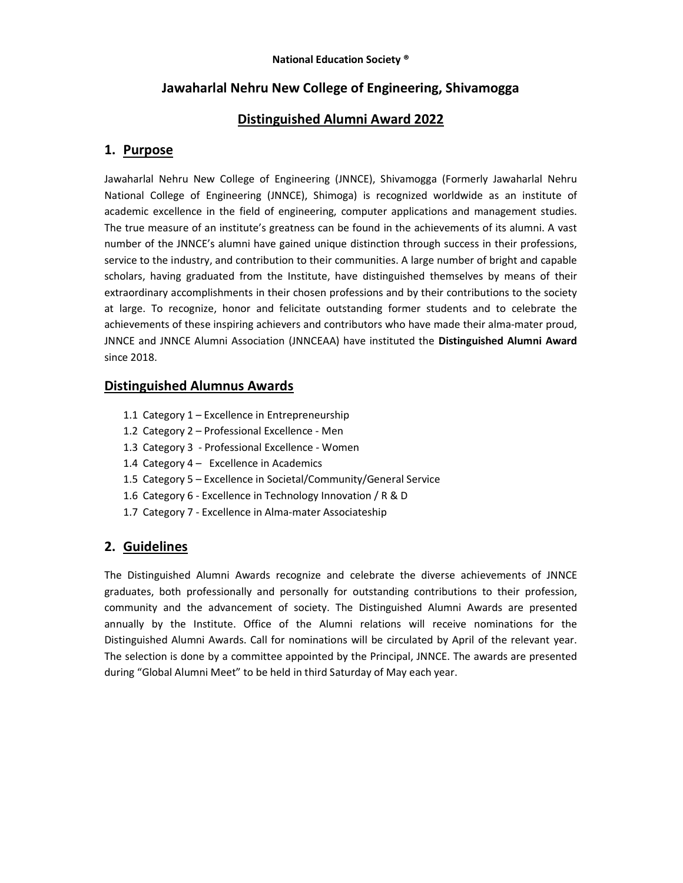**National Education Society ®**

## Jawaharlal Nehru New College of Engineering, Shivamogga

## Distinguished Alumni Award 2022

## 1. Purpose

Jawaharlal Nehru New College of Engineering (JNNCE), Shivamogga (Formerly Jawaharlal Nehru National College of Engineering (JNNCE), Shimoga) is recognized worldwide as an institute of academic excellence in the field of engineering, computer applications and management studies. The true measure of an institute's greatness can be found in the achievements of its alumni. A vast number of the JNNCE's alumni have gained unique distinction through success in their professions, service to the industry, and contribution to their communities. A large number of bright and capable scholars, having graduated from the Institute, have distinguished themselves by means of their extraordinary accomplishments in their chosen professions and by their contributions to the society at large. To recognize, honor and felicitate outstanding former students and to celebrate the achievements of these inspiring achievers and contributors who have made their alma-mater proud, JNNCE and JNNCE Alumni Association (JNNCEAA) have instituted the **Distinguished Alumni Award** since 2018.

## Distinguished Alumnus Awards

- 1.1 Category 1 – Excellence in Entrepreneurship
- 1.2 Category 2 – Professional Excellence - Men
- 1.3 Category 3 - Professional Excellence - Women
- 1.4 Category 4 – Excellence in Academics
- 1.5 Category 5 – Excellence in Societal/Community/General Service
- 1.6 Category 6 - Excellence in Technology Innovation / R & D
- 1.7 Category 7 - Excellence in Alma-mater Associateship

## 2. Guidelines

The Distinguished Alumni Awards recognize and celebrate the diverse achievements of JNNCE graduates, both professionally and personally for outstanding contributions to their profession, community and the advancement of society. The Distinguished Alumni Awards are presented annually by the Institute. Office of the Alumni relations will receive nominations for the Distinguished Alumni Awards. Call for nominations will be circulated by April of the relevant year. The selection is done by a committee appointed by the Principal, JNNCE. The awards are presented during "Global Alumni Meet" to be held in third Saturday of May each year.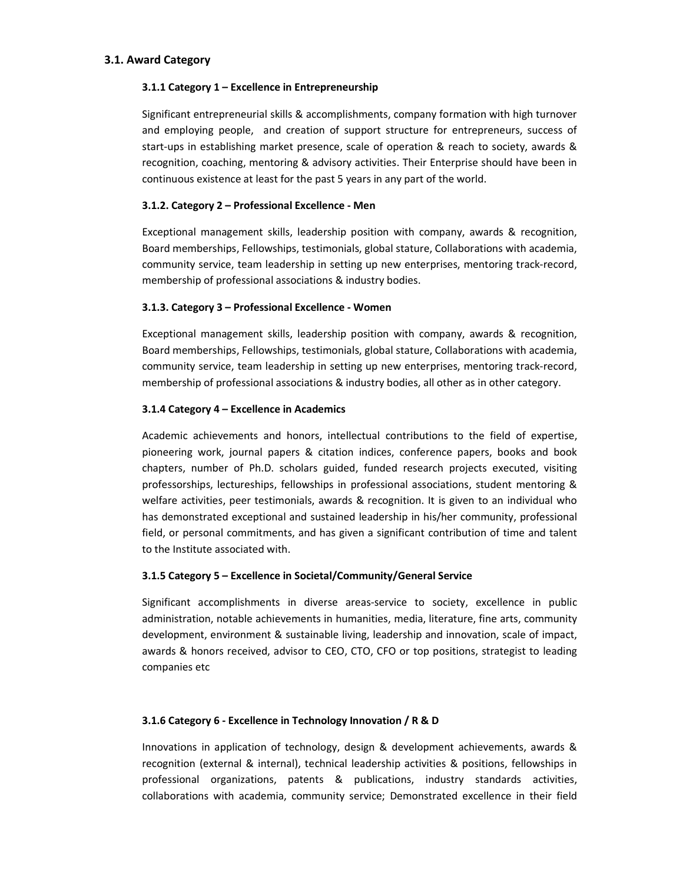### 3.1. Award Category

#### 3.1.1 Category 1 – Excellence in Entrepreneurship

Significant entrepreneurial skills & accomplishments, company formation with high turnover and employing people, and creation of support structure for entrepreneurs, success of start-ups in establishing market presence, scale of operation & reach to society, awards & recognition, coaching, mentoring & advisory activities. Their Enterprise should have been in continuous existence at least for the past 5 years in any part of the world.

#### 3.1.2. Category 2 – Professional Excellence - Men

Exceptional management skills, leadership position with company, awards & recognition, Board memberships, Fellowships, testimonials, global stature, Collaborations with academia, community service, team leadership in setting up new enterprises, mentoring track-record, membership of professional associations & industry bodies.

#### 3.1.3. Category 3 – Professional Excellence - Women

Exceptional management skills, leadership position with company, awards & recognition, Board memberships, Fellowships, testimonials, global stature, Collaborations with academia, community service, team leadership in setting up new enterprises, mentoring track-record, membership of professional associations & industry bodies, all other as in other category.

#### 3.1.4 Category 4 – Excellence in Academics

Academic achievements and honors, intellectual contributions to the field of expertise, pioneering work, journal papers & citation indices, conference papers, books and book chapters, number of Ph.D. scholars guided, funded research projects executed, visiting professorships, lectureships, fellowships in professional associations, student mentoring & welfare activities, peer testimonials, awards & recognition. It is given to an individual who has demonstrated exceptional and sustained leadership in his/her community, professional field, or personal commitments, and has given a significant contribution of time and talent to the Institute associated with.

#### 3.1.5 Category 5 – Excellence in Societal/Community/General Service

Significant accomplishments in diverse areas-service to society, excellence in public administration, notable achievements in humanities, media, literature, fine arts, community development, environment & sustainable living, leadership and innovation, scale of impact, awards & honors received, advisor to CEO, CTO, CFO or top positions, strategist to leading companies etc

#### 3.1.6 Category 6 - Excellence in Technology Innovation / R & D

Innovations in application of technology, design & development achievements, awards & recognition (external & internal), technical leadership activities & positions, fellowships in professional organizations, patents & publications, industry standards activities, collaborations with academia, community service; Demonstrated excellence in their field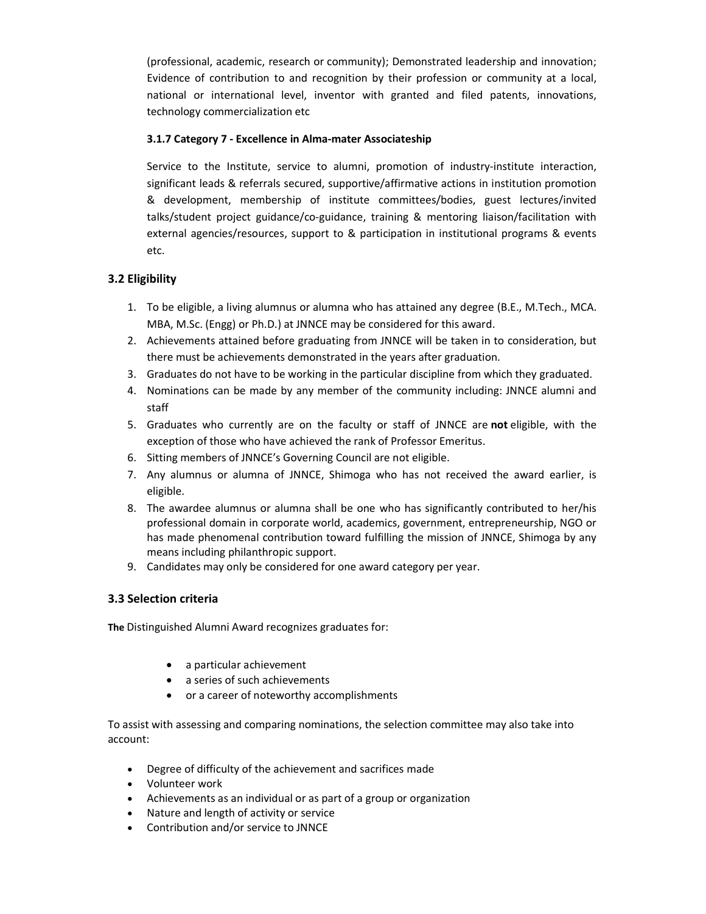(professional, academic, research or community); Demonstrated leadership and innovation; Evidence of contribution to and recognition by their profession or community at a local, national or international level, inventor with granted and filed patents, innovations, technology commercialization etc

#### 3.1.7 Category 7 - Excellence in Alma-mater Associateship

Service to the Institute, service to alumni, promotion of industry-institute interaction, significant leads & referrals secured, supportive/affirmative actions in institution promotion & development, membership of institute committees/bodies, guest lectures/invited talks/student project guidance/co-guidance, training & mentoring liaison/facilitation with external agencies/resources, support to & participation in institutional programs & events etc.

### 3.2 Eligibility

1. To be eligible, a living alumnus or alumna who has attained any degree (B.E., M.Tech., MCA. MBA, M.Sc. (Engg) or Ph.D.) at JNNCE may be considered for this award.
2. Achievements attained before graduating from JNNCE will be taken in to consideration, but there must be achievements demonstrated in the years after graduation.
3. Graduates do not have to be working in the particular discipline from which they graduated.
4. Nominations can be made by any member of the community including: JNNCE alumni and staff
5. Graduates who currently are on the faculty or staff of JNNCE are **not** eligible, with the exception of those who have achieved the rank of Professor Emeritus.
6. Sitting members of JNNCE's Governing Council are not eligible.
7. Any alumnus or alumna of JNNCE, Shimoga who has not received the award earlier, is eligible.
8. The awardee alumnus or alumna shall be one who has significantly contributed to her/his professional domain in corporate world, academics, government, entrepreneurship, NGO or has made phenomenal contribution toward fulfilling the mission of JNNCE, Shimoga by any means including philanthropic support.
9. Candidates may only be considered for one award category per year.

### 3.3 Selection criteria

**The** Distinguished Alumni Award recognizes graduates for:

- a particular achievement
- a series of such achievements
- or a career of noteworthy accomplishments

To assist with assessing and comparing nominations, the selection committee may also take into account:

- Degree of difficulty of the achievement and sacrifices made
- Volunteer work
- Achievements as an individual or as part of a group or organization
- Nature and length of activity or service
- Contribution and/or service to JNNCE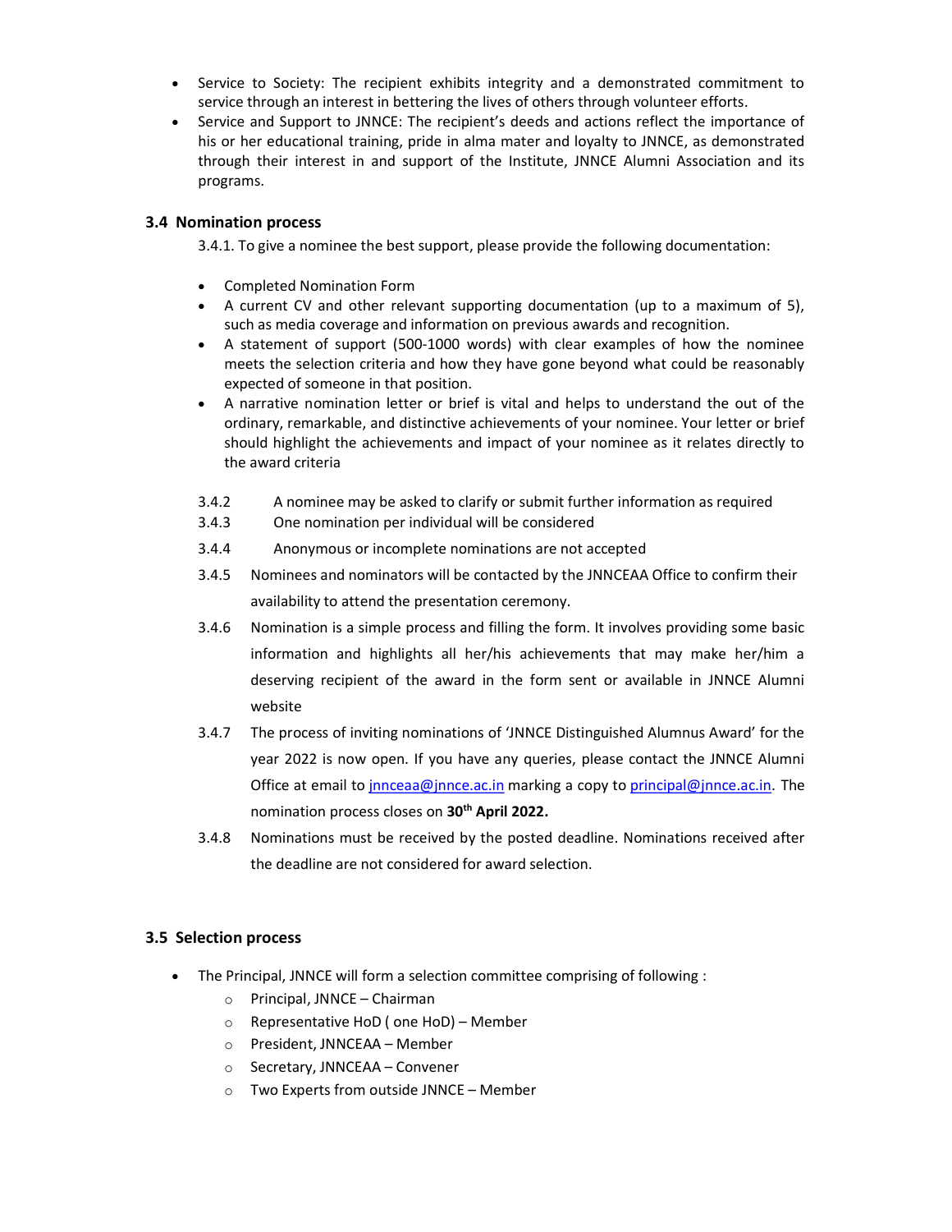- Service to Society: The recipient exhibits integrity and a demonstrated commitment to service through an interest in bettering the lives of others through volunteer efforts.
- Service and Support to JNNCE: The recipient's deeds and actions reflect the importance of his or her educational training, pride in alma mater and loyalty to JNNCE, as demonstrated through their interest in and support of the Institute, JNNCE Alumni Association and its programs.

### 3.4 Nomination process

3.4.1. To give a nominee the best support, please provide the following documentation:

- Completed Nomination Form
- A current CV and other relevant supporting documentation (up to a maximum of 5), such as media coverage and information on previous awards and recognition.
- A statement of support (500-1000 words) with clear examples of how the nominee meets the selection criteria and how they have gone beyond what could be reasonably expected of someone in that position.
- A narrative nomination letter or brief is vital and helps to understand the out of the ordinary, remarkable, and distinctive achievements of your nominee. Your letter or brief should highlight the achievements and impact of your nominee as it relates directly to the award criteria

3.4.2 A nominee may be asked to clarify or submit further information as required

3.4.3 One nomination per individual will be considered

3.4.4 Anonymous or incomplete nominations are not accepted

3.4.5 Nominees and nominators will be contacted by the JNNCEAA Office to confirm their availability to attend the presentation ceremony.

3.4.6 Nomination is a simple process and filling the form. It involves providing some basic information and highlights all her/his achievements that may make her/him a deserving recipient of the award in the form sent or available in JNNCE Alumni website

3.4.7 The process of inviting nominations of 'JNNCE Distinguished Alumnus Award' for the year 2022 is now open. If you have any queries, please contact the JNNCE Alumni Office at email to jnnceaa@jnnce.ac.in marking a copy to principal@jnnce.ac.in. The nomination process closes on **30th April 2022.**

3.4.8 Nominations must be received by the posted deadline. Nominations received after the deadline are not considered for award selection.

### 3.5 Selection process

- The Principal, JNNCE will form a selection committee comprising of following :
  - Principal, JNNCE – Chairman
  - Representative HoD ( one HoD) – Member
  - President, JNNCEAA – Member
  - Secretary, JNNCEAA – Convener
  - Two Experts from outside JNNCE – Member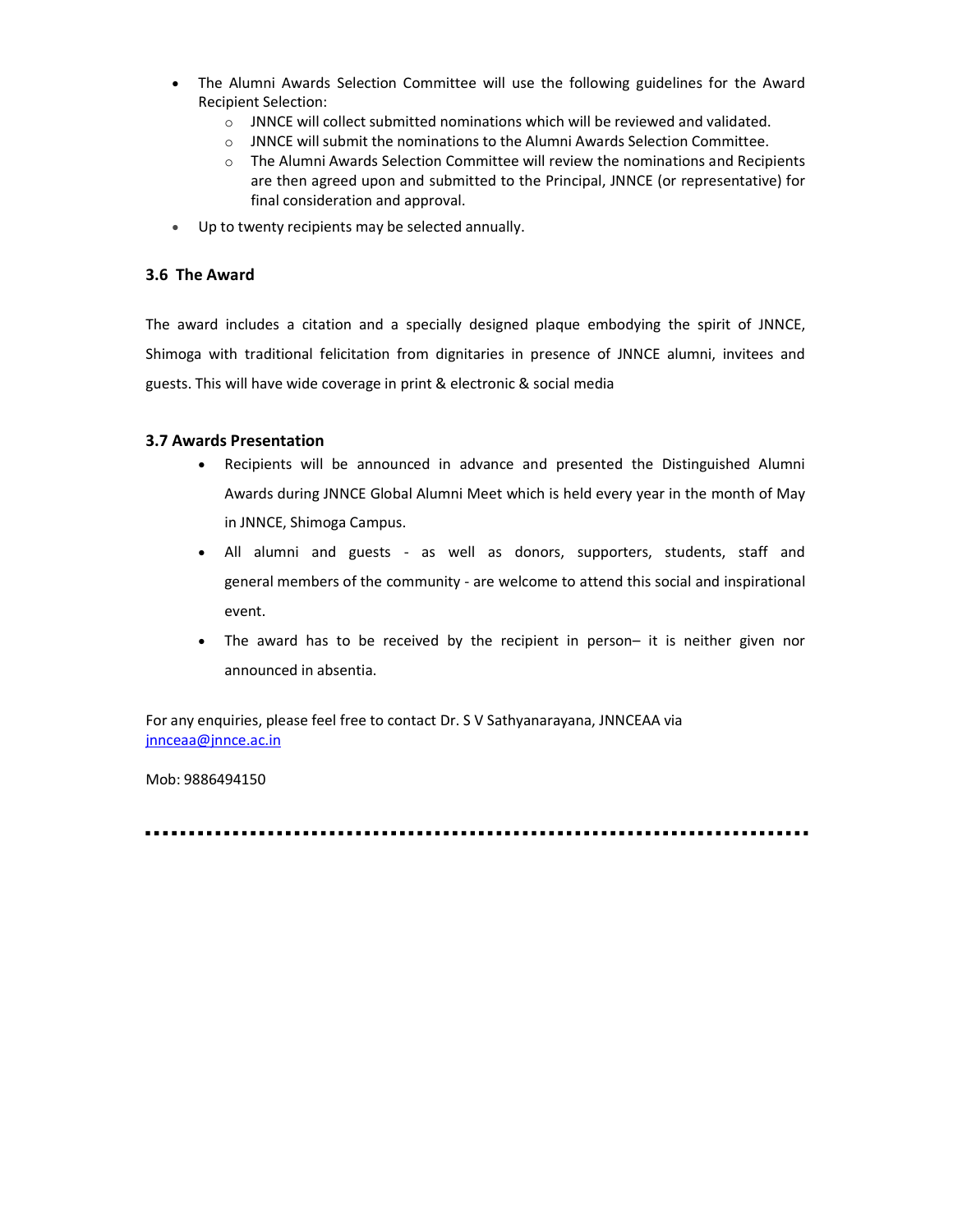- The Alumni Awards Selection Committee will use the following guidelines for the Award Recipient Selection:
  - JNNCE will collect submitted nominations which will be reviewed and validated.
  - JNNCE will submit the nominations to the Alumni Awards Selection Committee.
  - The Alumni Awards Selection Committee will review the nominations and Recipients are then agreed upon and submitted to the Principal, JNNCE (or representative) for final consideration and approval.
- Up to twenty recipients may be selected annually.

### 3.6 The Award

The award includes a citation and a specially designed plaque embodying the spirit of JNNCE, Shimoga with traditional felicitation from dignitaries in presence of JNNCE alumni, invitees and guests. This will have wide coverage in print & electronic & social media

### 3.7 Awards Presentation

- Recipients will be announced in advance and presented the Distinguished Alumni Awards during JNNCE Global Alumni Meet which is held every year in the month of May in JNNCE, Shimoga Campus.
- All alumni and guests - as well as donors, supporters, students, staff and general members of the community - are welcome to attend this social and inspirational event.
- The award has to be received by the recipient in person– it is neither given nor announced in absentia.

For any enquiries, please feel free to contact Dr. S V Sathyanarayana, JNNCEAA via jnnceaa@jnnce.ac.in

Mob: 9886494150